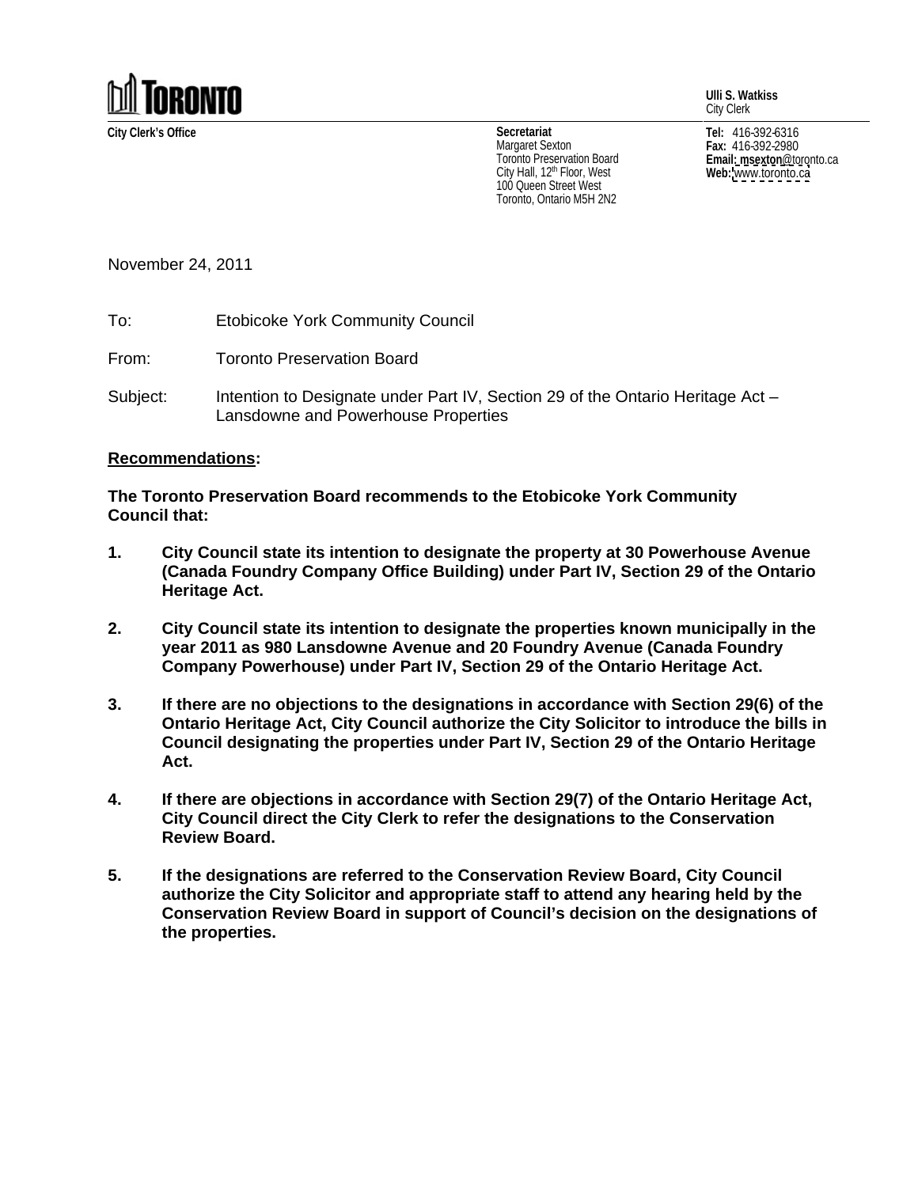**TORONTO**

**Ulli S. Watkiss**
City Clerk

**City Clerk's Office**

**Secretariat**
Margaret Sexton
Toronto Preservation Board
City Hall, 12th Floor, West
100 Queen Street West
Toronto, Ontario M5H 2N2

**Tel:** 416-392-6316
**Fax:** 416-392-2980
**Email:** **msexton**@toronto.ca
**Web:** www.toronto.ca

November 24, 2011

To: Etobicoke York Community Council

From: Toronto Preservation Board

Subject: Intention to Designate under Part IV, Section 29 of the Ontario Heritage Act – Lansdowne and Powerhouse Properties

## Recommendations:

**The Toronto Preservation Board recommends to the Etobicoke York Community Council that:**

1. **City Council state its intention to designate the property at 30 Powerhouse Avenue (Canada Foundry Company Office Building) under Part IV, Section 29 of the Ontario Heritage Act.**

2. **City Council state its intention to designate the properties known municipally in the year 2011 as 980 Lansdowne Avenue and 20 Foundry Avenue (Canada Foundry Company Powerhouse) under Part IV, Section 29 of the Ontario Heritage Act.**

3. **If there are no objections to the designations in accordance with Section 29(6) of the Ontario Heritage Act, City Council authorize the City Solicitor to introduce the bills in Council designating the properties under Part IV, Section 29 of the Ontario Heritage Act.**

4. **If there are objections in accordance with Section 29(7) of the Ontario Heritage Act, City Council direct the City Clerk to refer the designations to the Conservation Review Board.**

5. **If the designations are referred to the Conservation Review Board, City Council authorize the City Solicitor and appropriate staff to attend any hearing held by the Conservation Review Board in support of Council's decision on the designations of the properties.**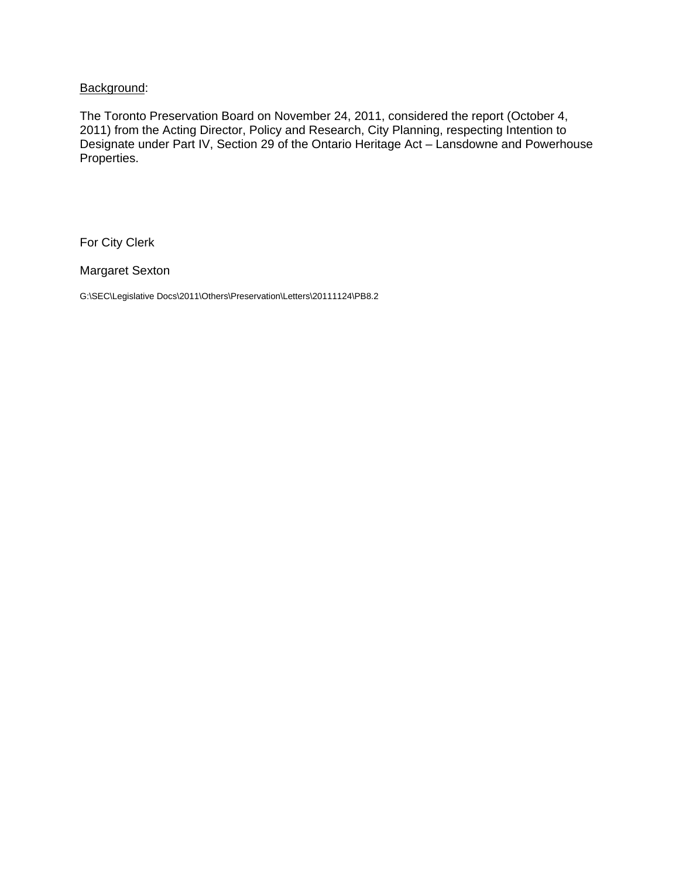<u>Background</u>:

The Toronto Preservation Board on November 24, 2011, considered the report (October 4, 2011) from the Acting Director, Policy and Research, City Planning, respecting Intention to Designate under Part IV, Section 29 of the Ontario Heritage Act – Lansdowne and Powerhouse Properties.

For City Clerk

Margaret Sexton

G:\SEC\Legislative Docs\2011\Others\Preservation\Letters\20111124\PB8.2